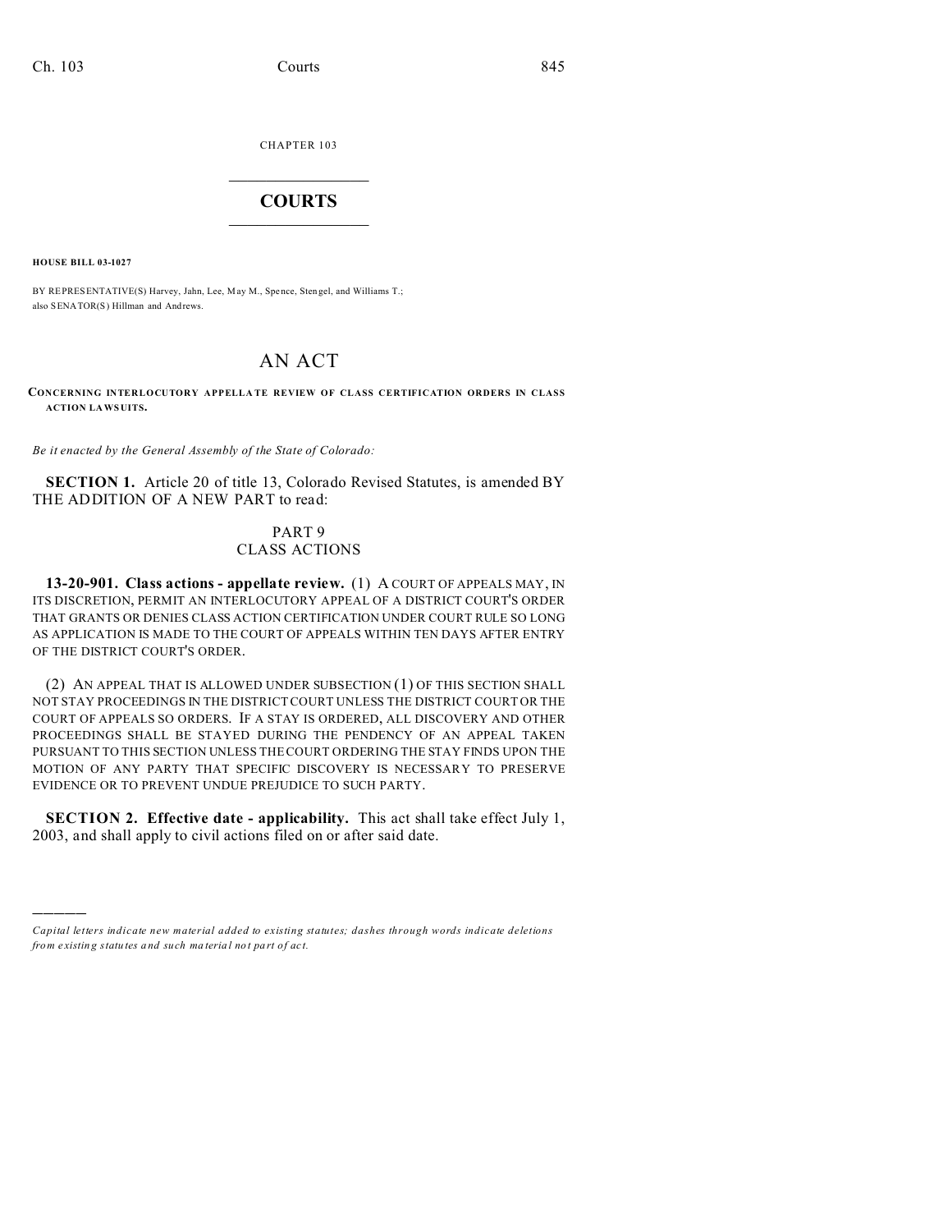CHAPTER 103

# COURTS

**HOUSE BILL 03-1027**

BY REPRESENTATIVE(S) Harvey, Jahn, Lee, May M., Spence, Stengel, and Williams T.;
also SENATOR(S) Hillman and Andrews.

# AN ACT

**CONCERNING INTERLOCUTORY APPELLATE REVIEW OF CLASS CERTIFICATION ORDERS IN CLASS ACTION LAWSUITS.**

*Be it enacted by the General Assembly of the State of Colorado:*

**SECTION 1.** Article 20 of title 13, Colorado Revised Statutes, is amended BY THE ADDITION OF A NEW PART to read:

PART 9
CLASS ACTIONS

**13-20-901. Class actions - appellate review.** (1) A COURT OF APPEALS MAY, IN ITS DISCRETION, PERMIT AN INTERLOCUTORY APPEAL OF A DISTRICT COURT'S ORDER THAT GRANTS OR DENIES CLASS ACTION CERTIFICATION UNDER COURT RULE SO LONG AS APPLICATION IS MADE TO THE COURT OF APPEALS WITHIN TEN DAYS AFTER ENTRY OF THE DISTRICT COURT'S ORDER.

(2) AN APPEAL THAT IS ALLOWED UNDER SUBSECTION (1) OF THIS SECTION SHALL NOT STAY PROCEEDINGS IN THE DISTRICT COURT UNLESS THE DISTRICT COURT OR THE COURT OF APPEALS SO ORDERS. IF A STAY IS ORDERED, ALL DISCOVERY AND OTHER PROCEEDINGS SHALL BE STAYED DURING THE PENDENCY OF AN APPEAL TAKEN PURSUANT TO THIS SECTION UNLESS THE COURT ORDERING THE STAY FINDS UPON THE MOTION OF ANY PARTY THAT SPECIFIC DISCOVERY IS NECESSARY TO PRESERVE EVIDENCE OR TO PREVENT UNDUE PREJUDICE TO SUCH PARTY.

**SECTION 2. Effective date - applicability.** This act shall take effect July 1, 2003, and shall apply to civil actions filed on or after said date.

*Capital letters indicate new material added to existing statutes; dashes through words indicate deletions from existing statutes and such material not part of act.*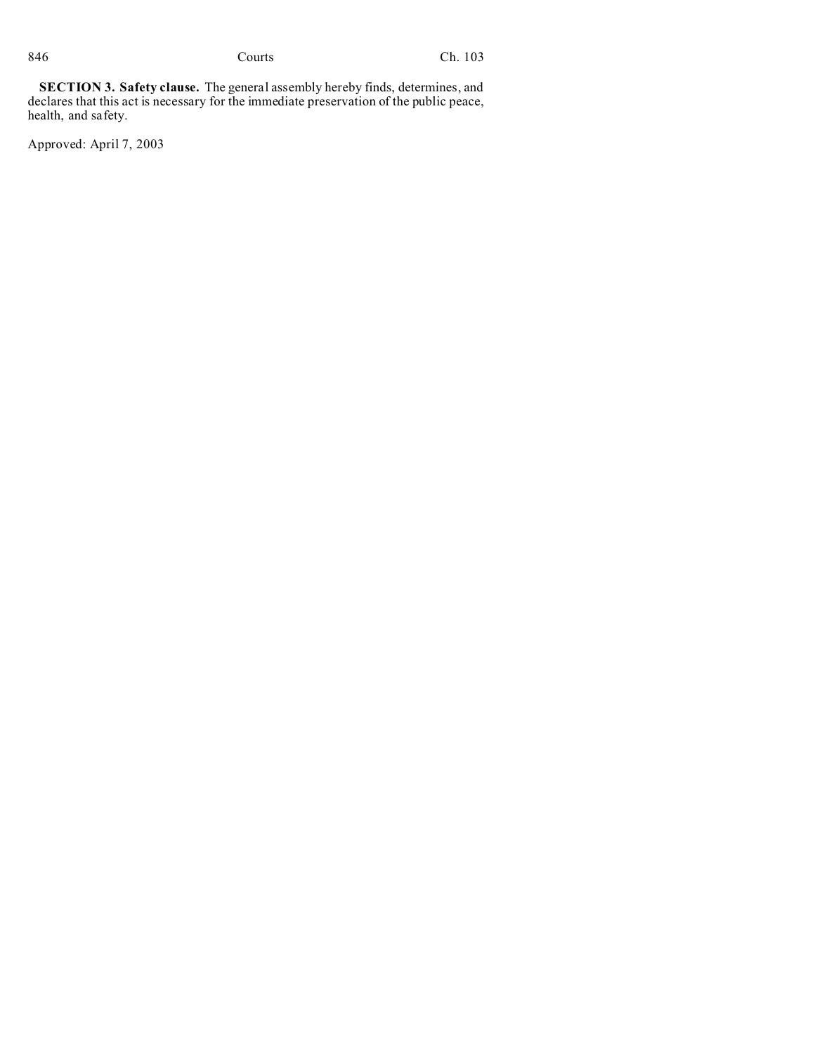**SECTION 3. Safety clause.** The general assembly hereby finds, determines, and declares that this act is necessary for the immediate preservation of the public peace, health, and safety.

Approved: April 7, 2003